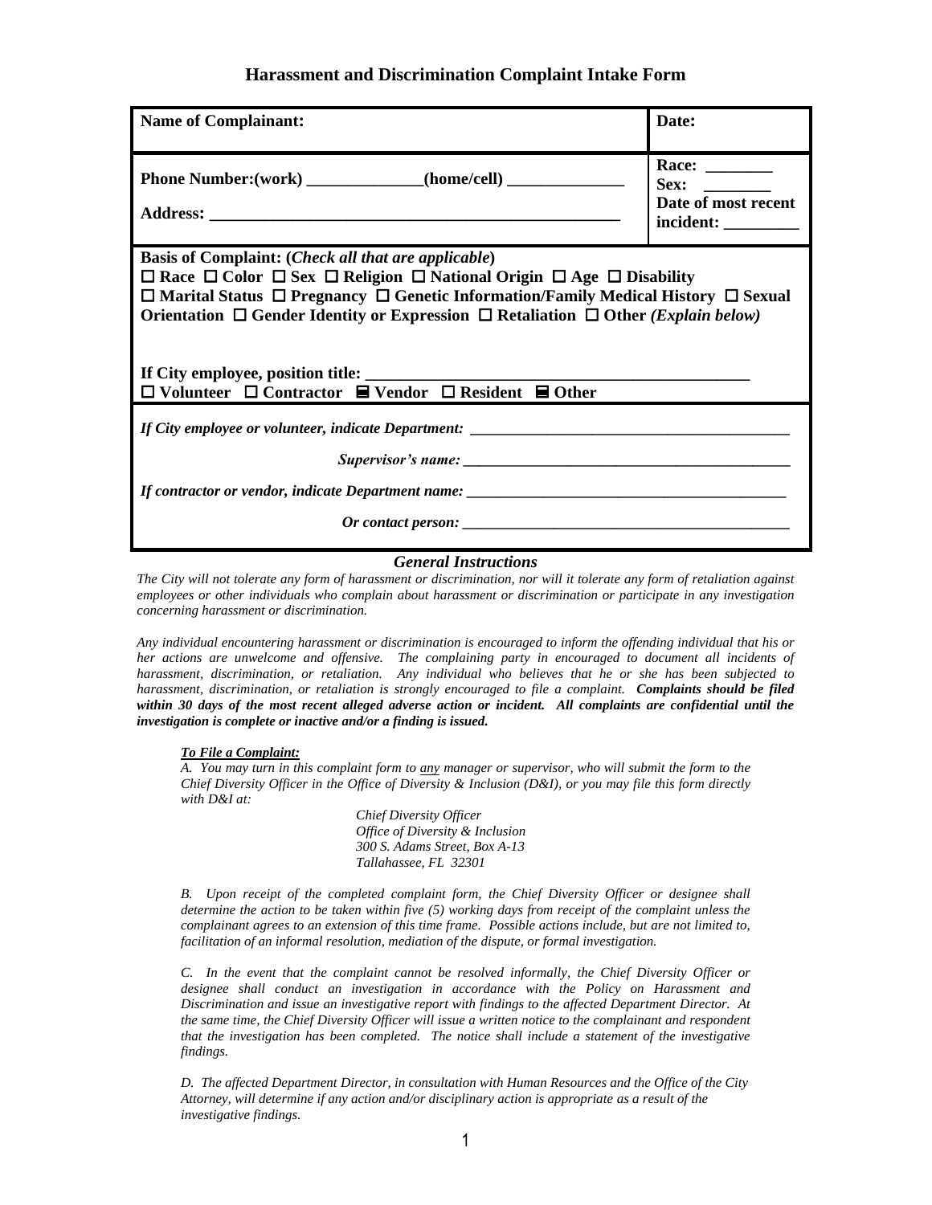# Harassment and Discrimination Complaint Intake Form

| **Name of Complainant:** | **Date:** |
|---|---|
| **Phone Number:(work)** ______________**(home/cell)** ______________ **Address:** ______________________________________________________ | **Race:** ________ **Sex:** ________ **Date of most recent incident:** _________ |
| **Basis of Complaint: (*Check all that are applicable*)** ☐ Race ☐ Color ☐ Sex ☐ Religion ☐ National Origin ☐ Age ☐ Disability ☐ Marital Status ☐ Pregnancy ☐ Genetic Information/Family Medical History ☐ Sexual Orientation ☐ Gender Identity or Expression ☐ Retaliation ☐ Other *(Explain below)* **If City employee, position title:** ______________________________________________ ☐ Volunteer ☐ Contractor ☐ Vendor ☐ Resident ☐ Other | |
| ***If City employee or volunteer, indicate Department:*** ________________________________________ ***Supervisor's name:*** ___________________________________________ ***If contractor or vendor, indicate Department name:*** ________________________________________ ***Or contact person:*** ___________________________________________ | |

## *General Instructions*

*The City will not tolerate any form of harassment or discrimination, nor will it tolerate any form of retaliation against employees or other individuals who complain about harassment or discrimination or participate in any investigation concerning harassment or discrimination.*

*Any individual encountering harassment or discrimination is encouraged to inform the offending individual that his or her actions are unwelcome and offensive. The complaining party in encouraged to document all incidents of harassment, discrimination, or retaliation. Any individual who believes that he or she has been subjected to harassment, discrimination, or retaliation is strongly encouraged to file a complaint.* ***Complaints should be filed within 30 days of the most recent alleged adverse action or incident. All complaints are confidential until the investigation is complete or inactive and/or a finding is issued.***

***To File a Complaint:***

*A. You may turn in this complaint form to any manager or supervisor, who will submit the form to the Chief Diversity Officer in the Office of Diversity & Inclusion (D&I), or you may file this form directly with D&I at:*

*Chief Diversity Officer*
*Office of Diversity & Inclusion*
*300 S. Adams Street, Box A-13*
*Tallahassee, FL 32301*

*B. Upon receipt of the completed complaint form, the Chief Diversity Officer or designee shall determine the action to be taken within five (5) working days from receipt of the complaint unless the complainant agrees to an extension of this time frame. Possible actions include, but are not limited to, facilitation of an informal resolution, mediation of the dispute, or formal investigation.*

*C. In the event that the complaint cannot be resolved informally, the Chief Diversity Officer or designee shall conduct an investigation in accordance with the Policy on Harassment and Discrimination and issue an investigative report with findings to the affected Department Director. At the same time, the Chief Diversity Officer will issue a written notice to the complainant and respondent that the investigation has been completed. The notice shall include a statement of the investigative findings.*

*D. The affected Department Director, in consultation with Human Resources and the Office of the City Attorney, will determine if any action and/or disciplinary action is appropriate as a result of the investigative findings.*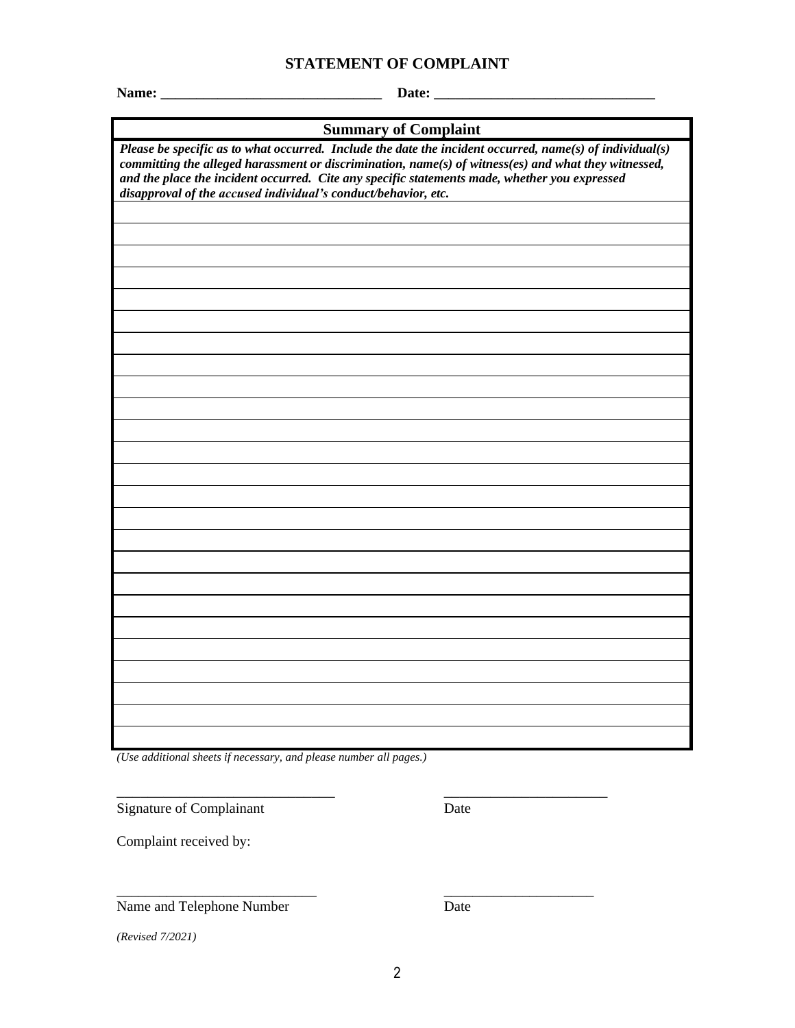# STATEMENT OF COMPLAINT

**Name:** ________________________________ **Date:** ________________________________

| **Summary of Complaint** |
|---|
| ***Please be specific as to what occurred. Include the date the incident occurred, name(s) of individual(s) committing the alleged harassment or discrimination, name(s) of witness(es) and what they witnessed, and the place the incident occurred. Cite any specific statements made, whether you expressed disapproval of the accused individual's conduct/behavior, etc.*** |
| |
| |
| |
| |
| |
| |
| |
| |
| |
| |
| |
| |
| |
| |
| |
| |
| |
| |
| |
| |
| |
| |
| |
| |
| |

*(Use additional sheets if necessary, and please number all pages.)*

_______________________________ _______________________

Signature of Complainant Date

Complaint received by:

____________________________ _____________________

Name and Telephone Number Date

*(Revised 7/2021)*